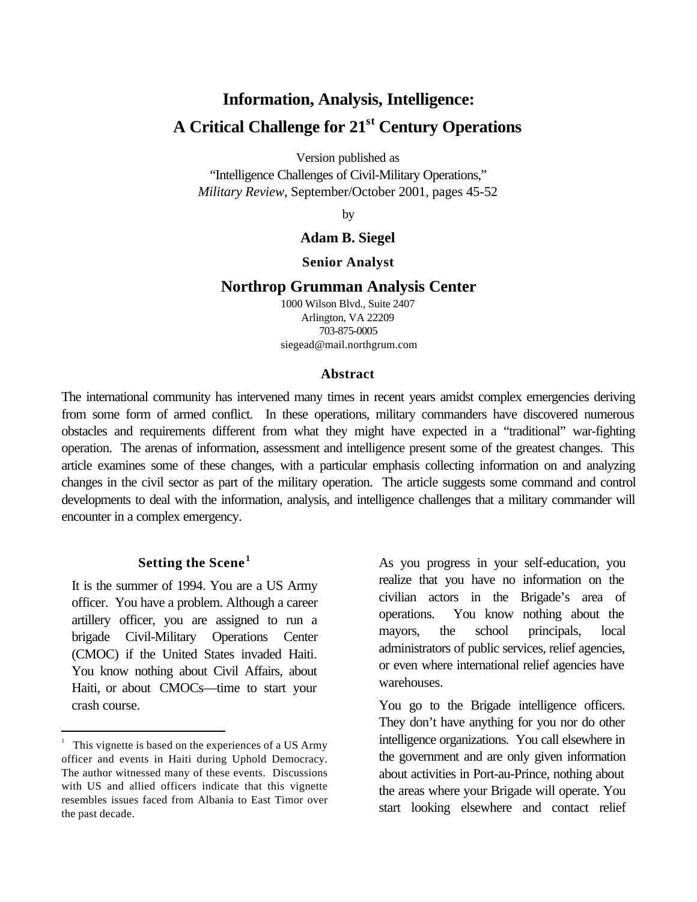# Information, Analysis, Intelligence: A Critical Challenge for 21st Century Operations

Version published as
"Intelligence Challenges of Civil-Military Operations,"
*Military Review*, September/October 2001, pages 45-52

by

**Adam B. Siegel**

**Senior Analyst**

**Northrop Grumman Analysis Center**

1000 Wilson Blvd., Suite 2407
Arlington, VA 22209
703-875-0005
siegead@mail.northgrum.com

### Abstract

The international community has intervened many times in recent years amidst complex emergencies deriving from some form of armed conflict. In these operations, military commanders have discovered numerous obstacles and requirements different from what they might have expected in a "traditional" war-fighting operation. The arenas of information, assessment and intelligence present some of the greatest changes. This article examines some of these changes, with a particular emphasis collecting information on and analyzing changes in the civil sector as part of the military operation. The article suggests some command and control developments to deal with the information, analysis, and intelligence challenges that a military commander will encounter in a complex emergency.

## Setting the Scene[1]

It is the summer of 1994. You are a US Army officer. You have a problem. Although a career artillery officer, you are assigned to run a brigade Civil-Military Operations Center (CMOC) if the United States invaded Haiti. You know nothing about Civil Affairs, about Haiti, or about CMOCs—time to start your crash course.

As you progress in your self-education, you realize that you have no information on the civilian actors in the Brigade's area of operations. You know nothing about the mayors, the school principals, local administrators of public services, relief agencies, or even where international relief agencies have warehouses.

You go to the Brigade intelligence officers. They don't have anything for you nor do other intelligence organizations. You call elsewhere in the government and are only given information about activities in Port-au-Prince, nothing about the areas where your Brigade will operate. You start looking elsewhere and contact relief

[1] This vignette is based on the experiences of a US Army officer and events in Haiti during Uphold Democracy. The author witnessed many of these events. Discussions with US and allied officers indicate that this vignette resembles issues faced from Albania to East Timor over the past decade.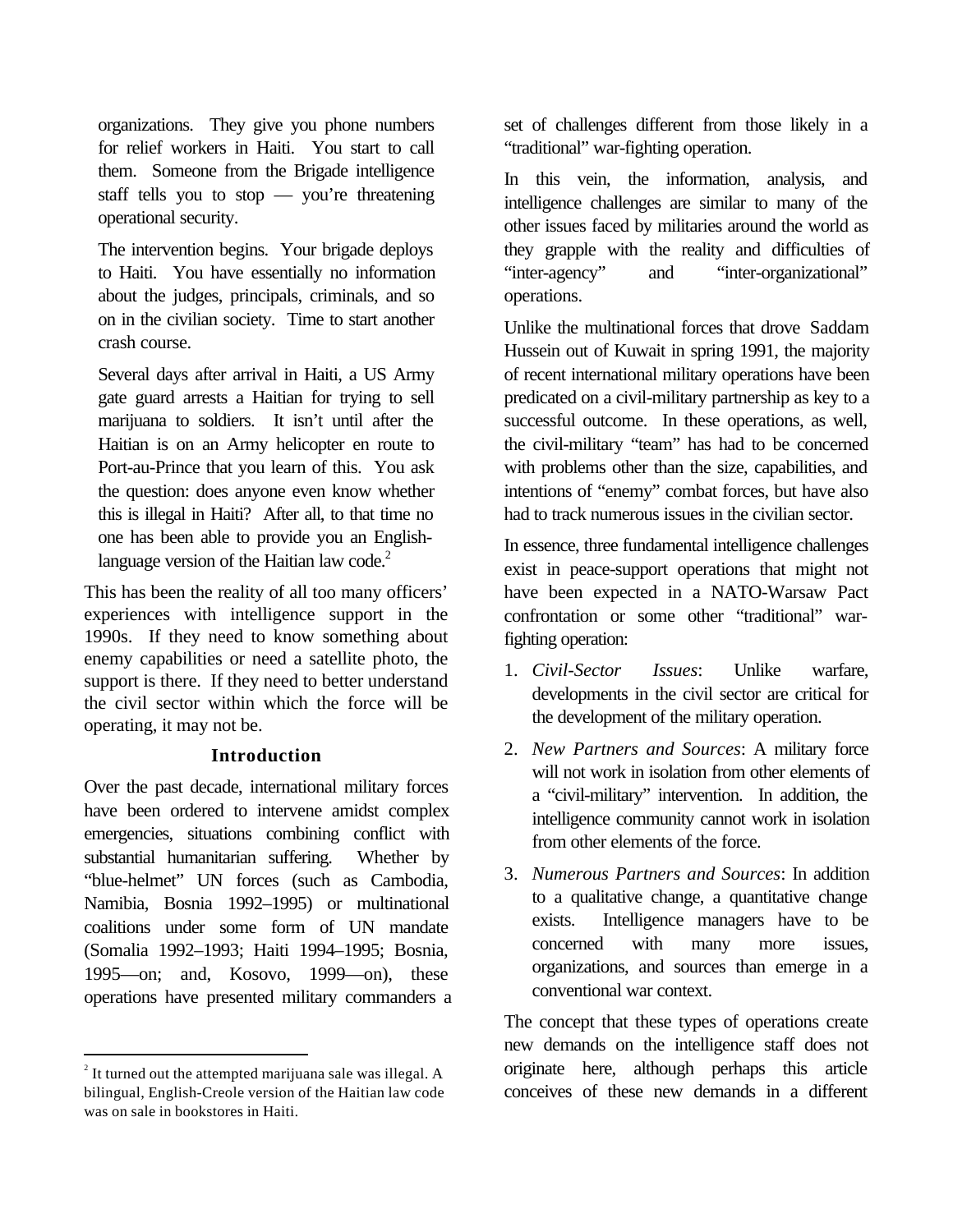organizations. They give you phone numbers for relief workers in Haiti. You start to call them. Someone from the Brigade intelligence staff tells you to stop — you're threatening operational security.

The intervention begins. Your brigade deploys to Haiti. You have essentially no information about the judges, principals, criminals, and so on in the civilian society. Time to start another crash course.

Several days after arrival in Haiti, a US Army gate guard arrests a Haitian for trying to sell marijuana to soldiers. It isn't until after the Haitian is on an Army helicopter en route to Port-au-Prince that you learn of this. You ask the question: does anyone even know whether this is illegal in Haiti? After all, to that time no one has been able to provide you an English-language version of the Haitian law code.[2]

This has been the reality of all too many officers' experiences with intelligence support in the 1990s. If they need to know something about enemy capabilities or need a satellite photo, the support is there. If they need to better understand the civil sector within which the force will be operating, it may not be.

## Introduction

Over the past decade, international military forces have been ordered to intervene amidst complex emergencies, situations combining conflict with substantial humanitarian suffering. Whether by "blue-helmet" UN forces (such as Cambodia, Namibia, Bosnia 1992–1995) or multinational coalitions under some form of UN mandate (Somalia 1992–1993; Haiti 1994–1995; Bosnia, 1995—on; and, Kosovo, 1999—on), these operations have presented military commanders a set of challenges different from those likely in a "traditional" war-fighting operation.

In this vein, the information, analysis, and intelligence challenges are similar to many of the other issues faced by militaries around the world as they grapple with the reality and difficulties of "inter-agency" and "inter-organizational" operations.

Unlike the multinational forces that drove Saddam Hussein out of Kuwait in spring 1991, the majority of recent international military operations have been predicated on a civil-military partnership as key to a successful outcome. In these operations, as well, the civil-military "team" has had to be concerned with problems other than the size, capabilities, and intentions of "enemy" combat forces, but have also had to track numerous issues in the civilian sector.

In essence, three fundamental intelligence challenges exist in peace-support operations that might not have been expected in a NATO-Warsaw Pact confrontation or some other "traditional" war-fighting operation:

1. *Civil-Sector Issues*: Unlike warfare, developments in the civil sector are critical for the development of the military operation.
2. *New Partners and Sources*: A military force will not work in isolation from other elements of a "civil-military" intervention. In addition, the intelligence community cannot work in isolation from other elements of the force.
3. *Numerous Partners and Sources*: In addition to a qualitative change, a quantitative change exists. Intelligence managers have to be concerned with many more issues, organizations, and sources than emerge in a conventional war context.

The concept that these types of operations create new demands on the intelligence staff does not originate here, although perhaps this article conceives of these new demands in a different

[2] It turned out the attempted marijuana sale was illegal. A bilingual, English-Creole version of the Haitian law code was on sale in bookstores in Haiti.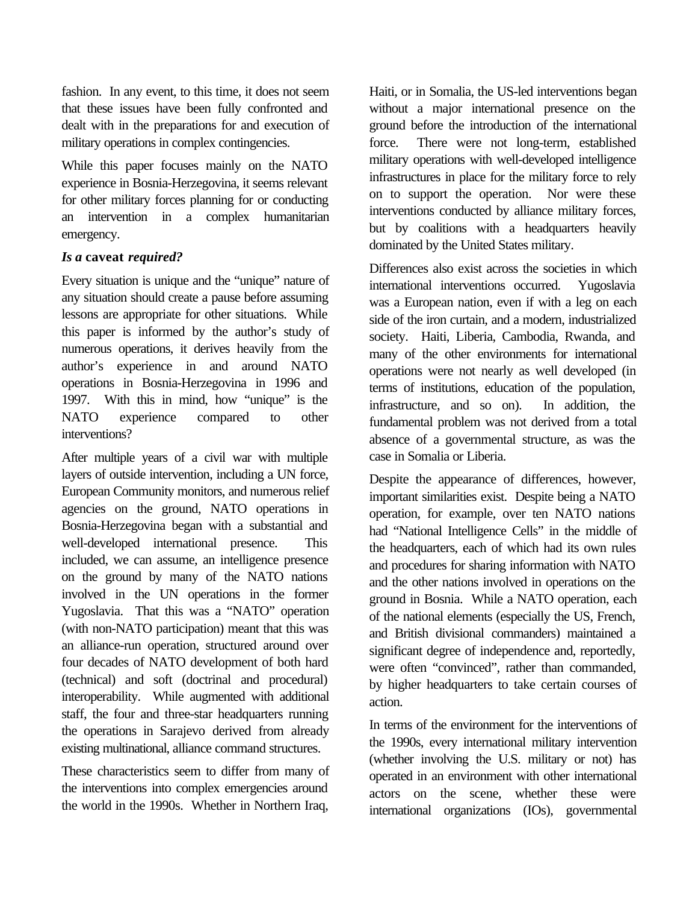fashion. In any event, to this time, it does not seem that these issues have been fully confronted and dealt with in the preparations for and execution of military operations in complex contingencies.

While this paper focuses mainly on the NATO experience in Bosnia-Herzegovina, it seems relevant for other military forces planning for or conducting an intervention in a complex humanitarian emergency.

### *Is a* **caveat** *required?*

Every situation is unique and the "unique" nature of any situation should create a pause before assuming lessons are appropriate for other situations. While this paper is informed by the author's study of numerous operations, it derives heavily from the author's experience in and around NATO operations in Bosnia-Herzegovina in 1996 and 1997. With this in mind, how "unique" is the NATO experience compared to other interventions?

After multiple years of a civil war with multiple layers of outside intervention, including a UN force, European Community monitors, and numerous relief agencies on the ground, NATO operations in Bosnia-Herzegovina began with a substantial and well-developed international presence. This included, we can assume, an intelligence presence on the ground by many of the NATO nations involved in the UN operations in the former Yugoslavia. That this was a "NATO" operation (with non-NATO participation) meant that this was an alliance-run operation, structured around over four decades of NATO development of both hard (technical) and soft (doctrinal and procedural) interoperability. While augmented with additional staff, the four and three-star headquarters running the operations in Sarajevo derived from already existing multinational, alliance command structures.

These characteristics seem to differ from many of the interventions into complex emergencies around the world in the 1990s. Whether in Northern Iraq, Haiti, or in Somalia, the US-led interventions began without a major international presence on the ground before the introduction of the international force. There were not long-term, established military operations with well-developed intelligence infrastructures in place for the military force to rely on to support the operation. Nor were these interventions conducted by alliance military forces, but by coalitions with a headquarters heavily dominated by the United States military.

Differences also exist across the societies in which international interventions occurred. Yugoslavia was a European nation, even if with a leg on each side of the iron curtain, and a modern, industrialized society. Haiti, Liberia, Cambodia, Rwanda, and many of the other environments for international operations were not nearly as well developed (in terms of institutions, education of the population, infrastructure, and so on). In addition, the fundamental problem was not derived from a total absence of a governmental structure, as was the case in Somalia or Liberia.

Despite the appearance of differences, however, important similarities exist. Despite being a NATO operation, for example, over ten NATO nations had "National Intelligence Cells" in the middle of the headquarters, each of which had its own rules and procedures for sharing information with NATO and the other nations involved in operations on the ground in Bosnia. While a NATO operation, each of the national elements (especially the US, French, and British divisional commanders) maintained a significant degree of independence and, reportedly, were often "convinced", rather than commanded, by higher headquarters to take certain courses of action.

In terms of the environment for the interventions of the 1990s, every international military intervention (whether involving the U.S. military or not) has operated in an environment with other international actors on the scene, whether these were international organizations (IOs), governmental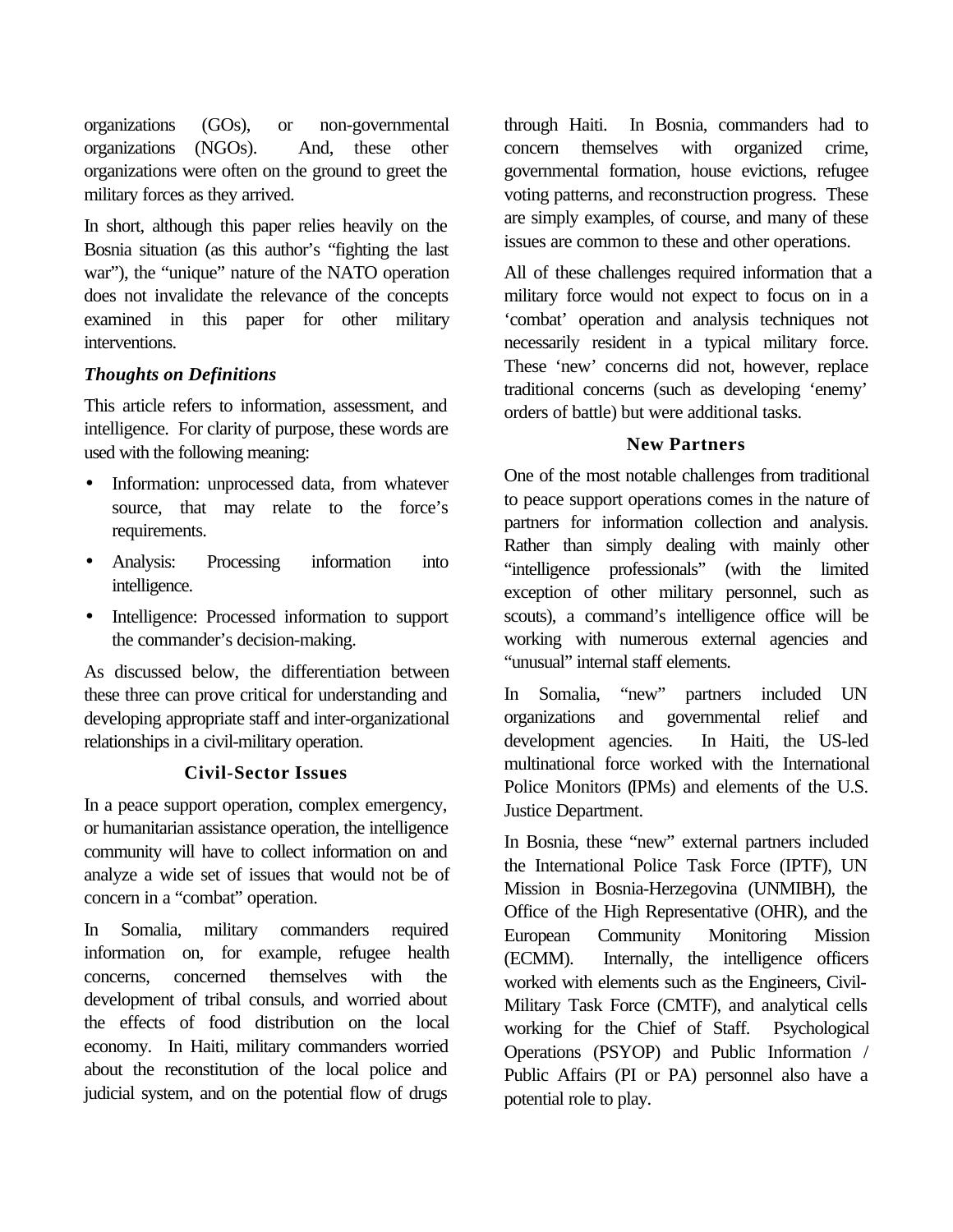organizations (GOs), or non-governmental organizations (NGOs). And, these other organizations were often on the ground to greet the military forces as they arrived.

In short, although this paper relies heavily on the Bosnia situation (as this author's "fighting the last war"), the "unique" nature of the NATO operation does not invalidate the relevance of the concepts examined in this paper for other military interventions.

### *Thoughts on Definitions*

This article refers to information, assessment, and intelligence. For clarity of purpose, these words are used with the following meaning:

- Information: unprocessed data, from whatever source, that may relate to the force's requirements.
- Analysis: Processing information into intelligence.
- Intelligence: Processed information to support the commander's decision-making.

As discussed below, the differentiation between these three can prove critical for understanding and developing appropriate staff and inter-organizational relationships in a civil-military operation.

## Civil-Sector Issues

In a peace support operation, complex emergency, or humanitarian assistance operation, the intelligence community will have to collect information on and analyze a wide set of issues that would not be of concern in a "combat" operation.

In Somalia, military commanders required information on, for example, refugee health concerns, concerned themselves with the development of tribal consuls, and worried about the effects of food distribution on the local economy. In Haiti, military commanders worried about the reconstitution of the local police and judicial system, and on the potential flow of drugs through Haiti. In Bosnia, commanders had to concern themselves with organized crime, governmental formation, house evictions, refugee voting patterns, and reconstruction progress. These are simply examples, of course, and many of these issues are common to these and other operations.

All of these challenges required information that a military force would not expect to focus on in a 'combat' operation and analysis techniques not necessarily resident in a typical military force. These 'new' concerns did not, however, replace traditional concerns (such as developing 'enemy' orders of battle) but were additional tasks.

## New Partners

One of the most notable challenges from traditional to peace support operations comes in the nature of partners for information collection and analysis. Rather than simply dealing with mainly other "intelligence professionals" (with the limited exception of other military personnel, such as scouts), a command's intelligence office will be working with numerous external agencies and "unusual" internal staff elements.

In Somalia, "new" partners included UN organizations and governmental relief and development agencies. In Haiti, the US-led multinational force worked with the International Police Monitors (IPMs) and elements of the U.S. Justice Department.

In Bosnia, these "new" external partners included the International Police Task Force (IPTF), UN Mission in Bosnia-Herzegovina (UNMIBH), the Office of the High Representative (OHR), and the European Community Monitoring Mission (ECMM). Internally, the intelligence officers worked with elements such as the Engineers, Civil-Military Task Force (CMTF), and analytical cells working for the Chief of Staff. Psychological Operations (PSYOP) and Public Information / Public Affairs (PI or PA) personnel also have a potential role to play.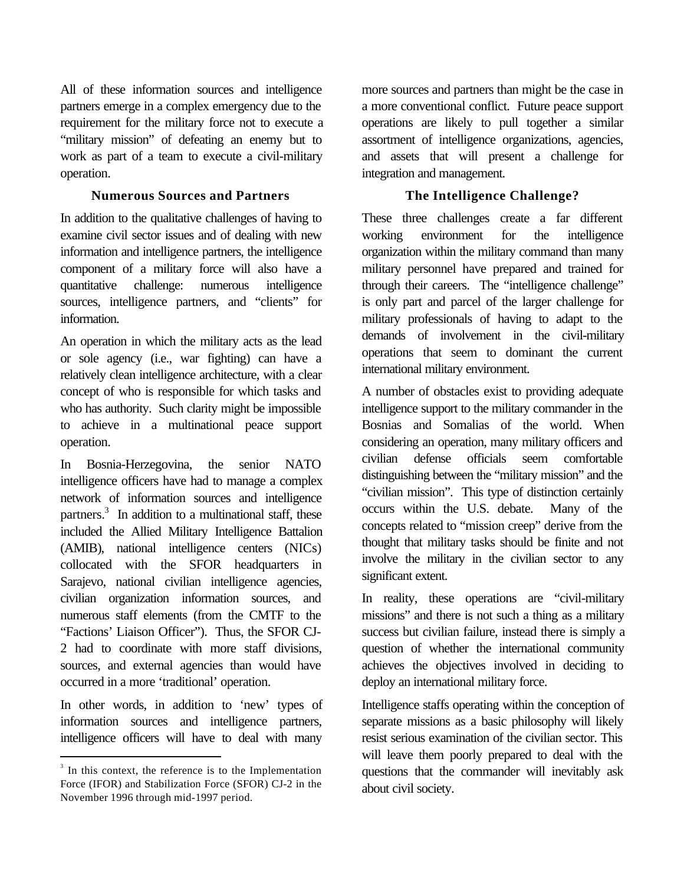All of these information sources and intelligence partners emerge in a complex emergency due to the requirement for the military force not to execute a "military mission" of defeating an enemy but to work as part of a team to execute a civil-military operation.

### Numerous Sources and Partners

In addition to the qualitative challenges of having to examine civil sector issues and of dealing with new information and intelligence partners, the intelligence component of a military force will also have a quantitative challenge: numerous intelligence sources, intelligence partners, and "clients" for information.

An operation in which the military acts as the lead or sole agency (i.e., war fighting) can have a relatively clean intelligence architecture, with a clear concept of who is responsible for which tasks and who has authority. Such clarity might be impossible to achieve in a multinational peace support operation.

In Bosnia-Herzegovina, the senior NATO intelligence officers have had to manage a complex network of information sources and intelligence partners.[3] In addition to a multinational staff, these included the Allied Military Intelligence Battalion (AMIB), national intelligence centers (NICs) collocated with the SFOR headquarters in Sarajevo, national civilian intelligence agencies, civilian organization information sources, and numerous staff elements (from the CMTF to the "Factions' Liaison Officer"). Thus, the SFOR CJ-2 had to coordinate with more staff divisions, sources, and external agencies than would have occurred in a more 'traditional' operation.

In other words, in addition to 'new' types of information sources and intelligence partners, intelligence officers will have to deal with many more sources and partners than might be the case in a more conventional conflict. Future peace support operations are likely to pull together a similar assortment of intelligence organizations, agencies, and assets that will present a challenge for integration and management.

### The Intelligence Challenge?

These three challenges create a far different working environment for the intelligence organization within the military command than many military personnel have prepared and trained for through their careers. The "intelligence challenge" is only part and parcel of the larger challenge for military professionals of having to adapt to the demands of involvement in the civil-military operations that seem to dominant the current international military environment.

A number of obstacles exist to providing adequate intelligence support to the military commander in the Bosnias and Somalias of the world. When considering an operation, many military officers and civilian defense officials seem comfortable distinguishing between the "military mission" and the "civilian mission". This type of distinction certainly occurs within the U.S. debate. Many of the concepts related to "mission creep" derive from the thought that military tasks should be finite and not involve the military in the civilian sector to any significant extent.

In reality, these operations are "civil-military missions" and there is not such a thing as a military success but civilian failure, instead there is simply a question of whether the international community achieves the objectives involved in deciding to deploy an international military force.

Intelligence staffs operating within the conception of separate missions as a basic philosophy will likely resist serious examination of the civilian sector. This will leave them poorly prepared to deal with the questions that the commander will inevitably ask about civil society.

---

[3] In this context, the reference is to the Implementation Force (IFOR) and Stabilization Force (SFOR) CJ-2 in the November 1996 through mid-1997 period.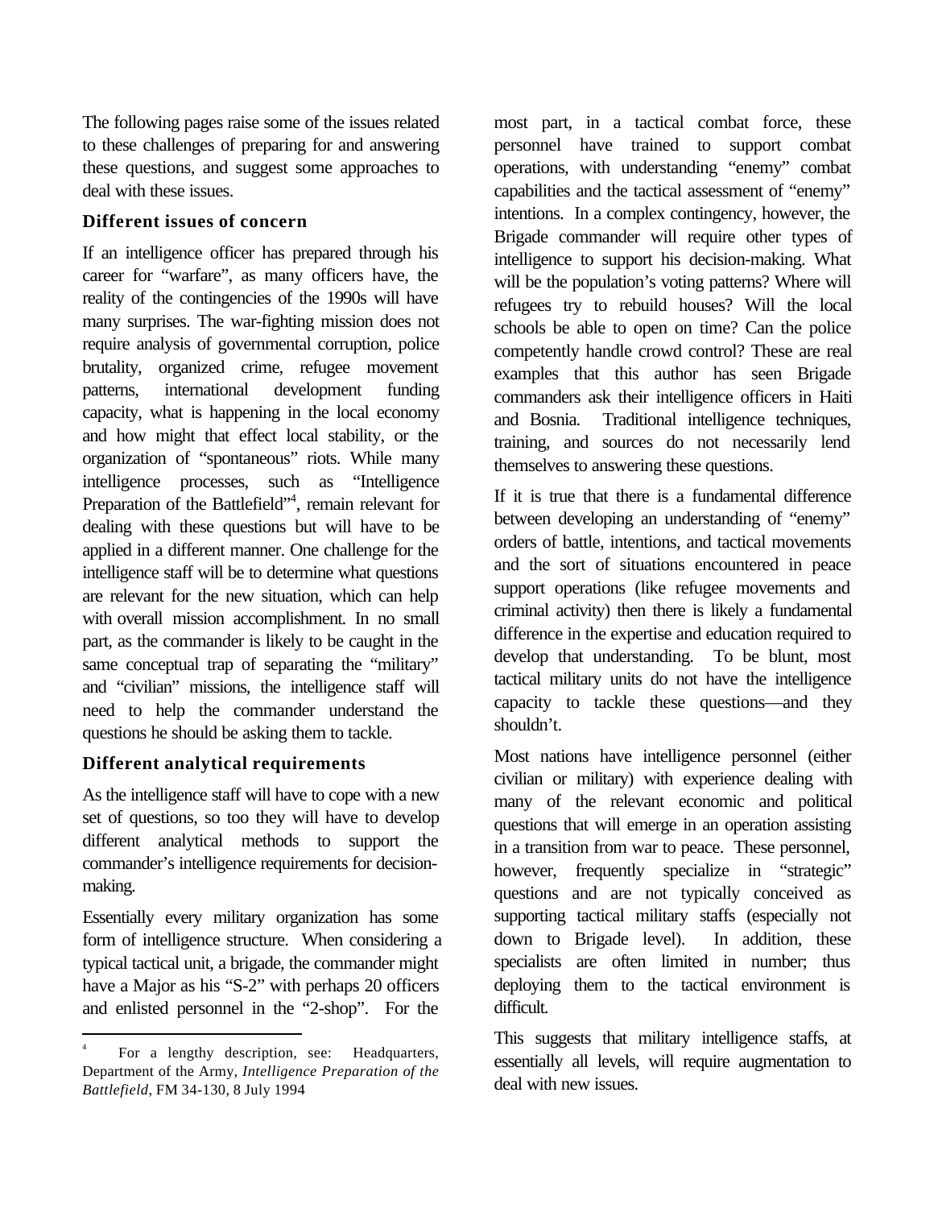The following pages raise some of the issues related to these challenges of preparing for and answering these questions, and suggest some approaches to deal with these issues.

### Different issues of concern

If an intelligence officer has prepared through his career for "warfare", as many officers have, the reality of the contingencies of the 1990s will have many surprises. The war-fighting mission does not require analysis of governmental corruption, police brutality, organized crime, refugee movement patterns, international development funding capacity, what is happening in the local economy and how might that effect local stability, or the organization of "spontaneous" riots. While many intelligence processes, such as "Intelligence Preparation of the Battlefield"[4], remain relevant for dealing with these questions but will have to be applied in a different manner. One challenge for the intelligence staff will be to determine what questions are relevant for the new situation, which can help with overall mission accomplishment. In no small part, as the commander is likely to be caught in the same conceptual trap of separating the "military" and "civilian" missions, the intelligence staff will need to help the commander understand the questions he should be asking them to tackle.

### Different analytical requirements

As the intelligence staff will have to cope with a new set of questions, so too they will have to develop different analytical methods to support the commander's intelligence requirements for decision-making.

Essentially every military organization has some form of intelligence structure. When considering a typical tactical unit, a brigade, the commander might have a Major as his "S-2" with perhaps 20 officers and enlisted personnel in the "2-shop". For the most part, in a tactical combat force, these personnel have trained to support combat operations, with understanding "enemy" combat capabilities and the tactical assessment of "enemy" intentions. In a complex contingency, however, the Brigade commander will require other types of intelligence to support his decision-making. What will be the population's voting patterns? Where will refugees try to rebuild houses? Will the local schools be able to open on time? Can the police competently handle crowd control? These are real examples that this author has seen Brigade commanders ask their intelligence officers in Haiti and Bosnia. Traditional intelligence techniques, training, and sources do not necessarily lend themselves to answering these questions.

If it is true that there is a fundamental difference between developing an understanding of "enemy" orders of battle, intentions, and tactical movements and the sort of situations encountered in peace support operations (like refugee movements and criminal activity) then there is likely a fundamental difference in the expertise and education required to develop that understanding. To be blunt, most tactical military units do not have the intelligence capacity to tackle these questions—and they shouldn't.

Most nations have intelligence personnel (either civilian or military) with experience dealing with many of the relevant economic and political questions that will emerge in an operation assisting in a transition from war to peace. These personnel, however, frequently specialize in "strategic" questions and are not typically conceived as supporting tactical military staffs (especially not down to Brigade level). In addition, these specialists are often limited in number; thus deploying them to the tactical environment is difficult.

This suggests that military intelligence staffs, at essentially all levels, will require augmentation to deal with new issues.

---

[4] For a lengthy description, see: Headquarters, Department of the Army, *Intelligence Preparation of the Battlefield*, FM 34-130, 8 July 1994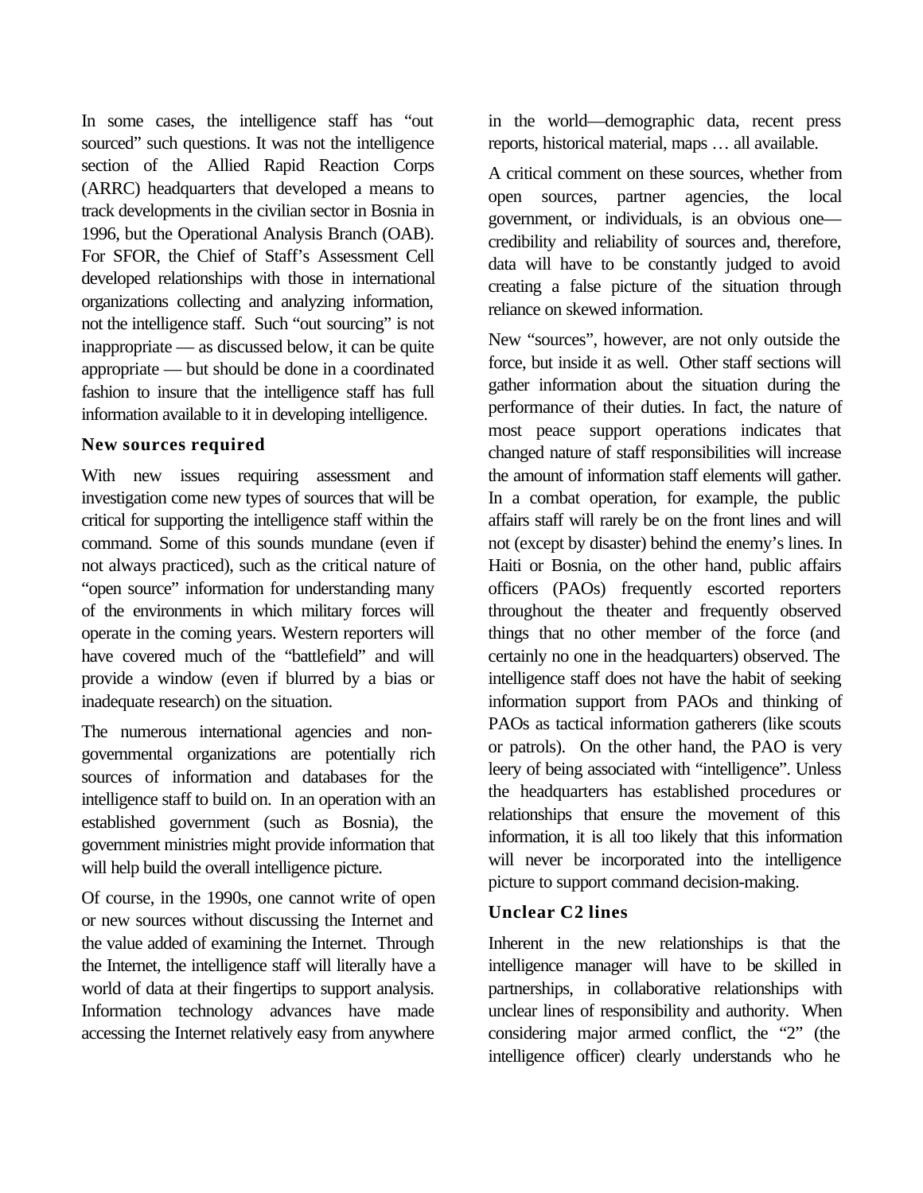In some cases, the intelligence staff has "out sourced" such questions. It was not the intelligence section of the Allied Rapid Reaction Corps (ARRC) headquarters that developed a means to track developments in the civilian sector in Bosnia in 1996, but the Operational Analysis Branch (OAB). For SFOR, the Chief of Staff's Assessment Cell developed relationships with those in international organizations collecting and analyzing information, not the intelligence staff. Such "out sourcing" is not inappropriate — as discussed below, it can be quite appropriate — but should be done in a coordinated fashion to insure that the intelligence staff has full information available to it in developing intelligence.

### New sources required

With new issues requiring assessment and investigation come new types of sources that will be critical for supporting the intelligence staff within the command. Some of this sounds mundane (even if not always practiced), such as the critical nature of "open source" information for understanding many of the environments in which military forces will operate in the coming years. Western reporters will have covered much of the "battlefield" and will provide a window (even if blurred by a bias or inadequate research) on the situation.

The numerous international agencies and non-governmental organizations are potentially rich sources of information and databases for the intelligence staff to build on. In an operation with an established government (such as Bosnia), the government ministries might provide information that will help build the overall intelligence picture.

Of course, in the 1990s, one cannot write of open or new sources without discussing the Internet and the value added of examining the Internet. Through the Internet, the intelligence staff will literally have a world of data at their fingertips to support analysis. Information technology advances have made accessing the Internet relatively easy from anywhere in the world—demographic data, recent press reports, historical material, maps … all available.

A critical comment on these sources, whether from open sources, partner agencies, the local government, or individuals, is an obvious one—credibility and reliability of sources and, therefore, data will have to be constantly judged to avoid creating a false picture of the situation through reliance on skewed information.

New "sources", however, are not only outside the force, but inside it as well. Other staff sections will gather information about the situation during the performance of their duties. In fact, the nature of most peace support operations indicates that changed nature of staff responsibilities will increase the amount of information staff elements will gather. In a combat operation, for example, the public affairs staff will rarely be on the front lines and will not (except by disaster) behind the enemy's lines. In Haiti or Bosnia, on the other hand, public affairs officers (PAOs) frequently escorted reporters throughout the theater and frequently observed things that no other member of the force (and certainly no one in the headquarters) observed. The intelligence staff does not have the habit of seeking information support from PAOs and thinking of PAOs as tactical information gatherers (like scouts or patrols). On the other hand, the PAO is very leery of being associated with "intelligence". Unless the headquarters has established procedures or relationships that ensure the movement of this information, it is all too likely that this information will never be incorporated into the intelligence picture to support command decision-making.

### Unclear C2 lines

Inherent in the new relationships is that the intelligence manager will have to be skilled in partnerships, in collaborative relationships with unclear lines of responsibility and authority. When considering major armed conflict, the "2" (the intelligence officer) clearly understands who he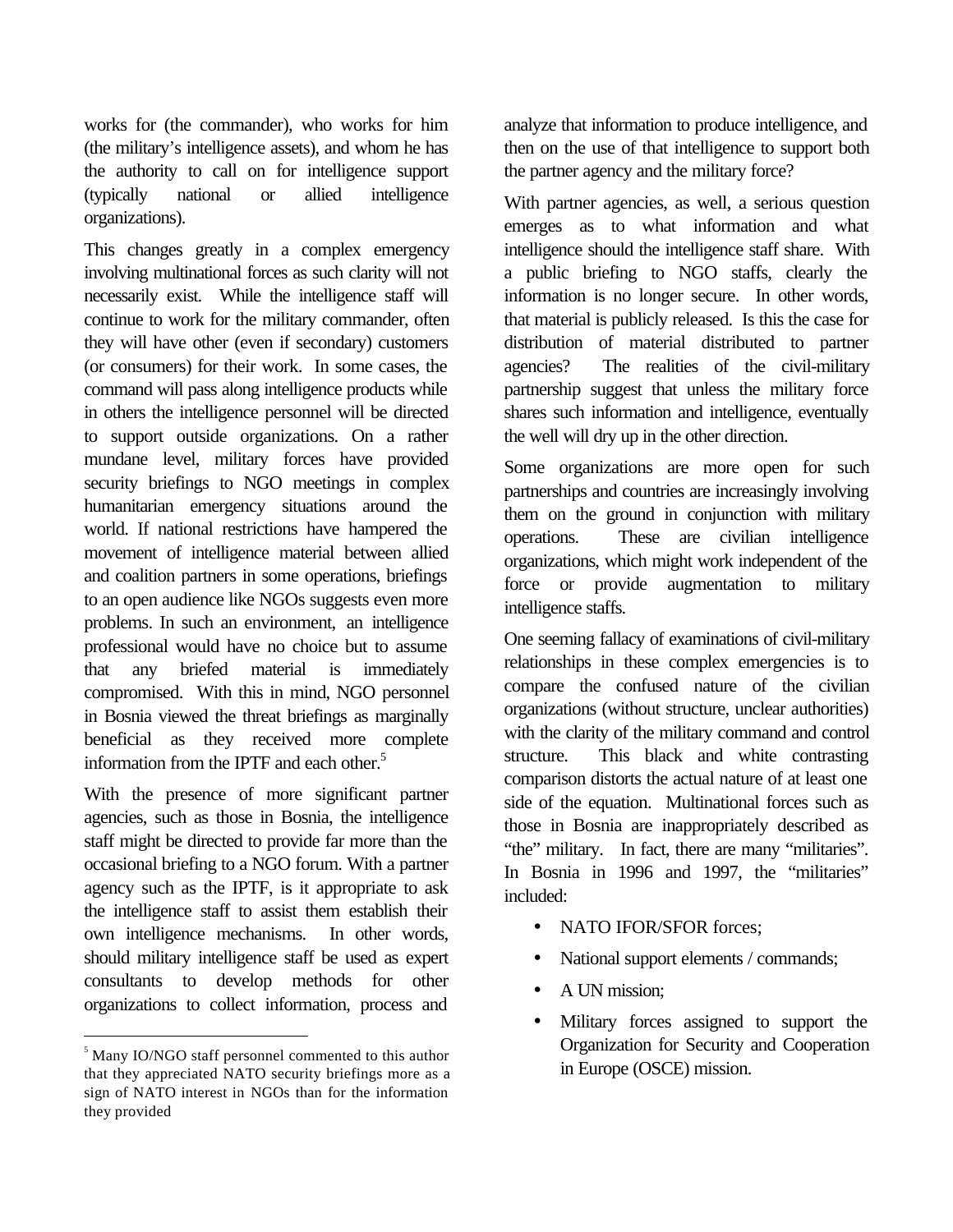works for (the commander), who works for him (the military's intelligence assets), and whom he has the authority to call on for intelligence support (typically national or allied intelligence organizations).

This changes greatly in a complex emergency involving multinational forces as such clarity will not necessarily exist. While the intelligence staff will continue to work for the military commander, often they will have other (even if secondary) customers (or consumers) for their work. In some cases, the command will pass along intelligence products while in others the intelligence personnel will be directed to support outside organizations. On a rather mundane level, military forces have provided security briefings to NGO meetings in complex humanitarian emergency situations around the world. If national restrictions have hampered the movement of intelligence material between allied and coalition partners in some operations, briefings to an open audience like NGOs suggests even more problems. In such an environment, an intelligence professional would have no choice but to assume that any briefed material is immediately compromised. With this in mind, NGO personnel in Bosnia viewed the threat briefings as marginally beneficial as they received more complete information from the IPTF and each other.[5]

With the presence of more significant partner agencies, such as those in Bosnia, the intelligence staff might be directed to provide far more than the occasional briefing to a NGO forum. With a partner agency such as the IPTF, is it appropriate to ask the intelligence staff to assist them establish their own intelligence mechanisms. In other words, should military intelligence staff be used as expert consultants to develop methods for other organizations to collect information, process and analyze that information to produce intelligence, and then on the use of that intelligence to support both the partner agency and the military force?

With partner agencies, as well, a serious question emerges as to what information and what intelligence should the intelligence staff share. With a public briefing to NGO staffs, clearly the information is no longer secure. In other words, that material is publicly released. Is this the case for distribution of material distributed to partner agencies? The realities of the civil-military partnership suggest that unless the military force shares such information and intelligence, eventually the well will dry up in the other direction.

Some organizations are more open for such partnerships and countries are increasingly involving them on the ground in conjunction with military operations. These are civilian intelligence organizations, which might work independent of the force or provide augmentation to military intelligence staffs.

One seeming fallacy of examinations of civil-military relationships in these complex emergencies is to compare the confused nature of the civilian organizations (without structure, unclear authorities) with the clarity of the military command and control structure. This black and white contrasting comparison distorts the actual nature of at least one side of the equation. Multinational forces such as those in Bosnia are inappropriately described as "the" military. In fact, there are many "militaries". In Bosnia in 1996 and 1997, the "militaries" included:

- NATO IFOR/SFOR forces;
- National support elements / commands;
- A UN mission;
- Military forces assigned to support the Organization for Security and Cooperation in Europe (OSCE) mission.

---

[5] Many IO/NGO staff personnel commented to this author that they appreciated NATO security briefings more as a sign of NATO interest in NGOs than for the information they provided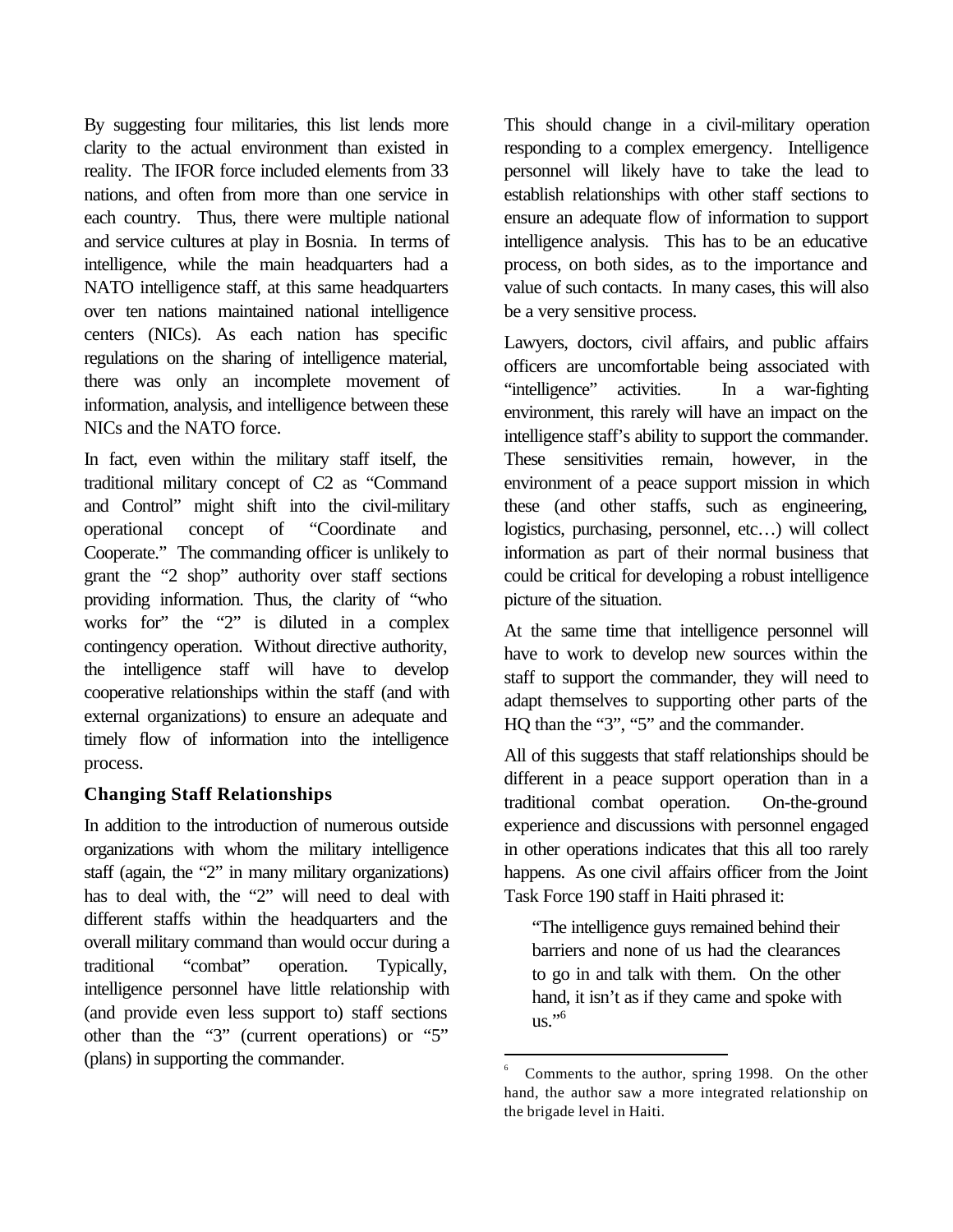By suggesting four militaries, this list lends more clarity to the actual environment than existed in reality. The IFOR force included elements from 33 nations, and often from more than one service in each country. Thus, there were multiple national and service cultures at play in Bosnia. In terms of intelligence, while the main headquarters had a NATO intelligence staff, at this same headquarters over ten nations maintained national intelligence centers (NICs). As each nation has specific regulations on the sharing of intelligence material, there was only an incomplete movement of information, analysis, and intelligence between these NICs and the NATO force.

In fact, even within the military staff itself, the traditional military concept of C2 as "Command and Control" might shift into the civil-military operational concept of "Coordinate and Cooperate." The commanding officer is unlikely to grant the "2 shop" authority over staff sections providing information. Thus, the clarity of "who works for" the "2" is diluted in a complex contingency operation. Without directive authority, the intelligence staff will have to develop cooperative relationships within the staff (and with external organizations) to ensure an adequate and timely flow of information into the intelligence process.

### Changing Staff Relationships

In addition to the introduction of numerous outside organizations with whom the military intelligence staff (again, the "2" in many military organizations) has to deal with, the "2" will need to deal with different staffs within the headquarters and the overall military command than would occur during a traditional "combat" operation. Typically, intelligence personnel have little relationship with (and provide even less support to) staff sections other than the "3" (current operations) or "5" (plans) in supporting the commander.

This should change in a civil-military operation responding to a complex emergency. Intelligence personnel will likely have to take the lead to establish relationships with other staff sections to ensure an adequate flow of information to support intelligence analysis. This has to be an educative process, on both sides, as to the importance and value of such contacts. In many cases, this will also be a very sensitive process.

Lawyers, doctors, civil affairs, and public affairs officers are uncomfortable being associated with "intelligence" activities. In a war-fighting environment, this rarely will have an impact on the intelligence staff's ability to support the commander. These sensitivities remain, however, in the environment of a peace support mission in which these (and other staffs, such as engineering, logistics, purchasing, personnel, etc…) will collect information as part of their normal business that could be critical for developing a robust intelligence picture of the situation.

At the same time that intelligence personnel will have to work to develop new sources within the staff to support the commander, they will need to adapt themselves to supporting other parts of the HQ than the "3", "5" and the commander.

All of this suggests that staff relationships should be different in a peace support operation than in a traditional combat operation. On-the-ground experience and discussions with personnel engaged in other operations indicates that this all too rarely happens. As one civil affairs officer from the Joint Task Force 190 staff in Haiti phrased it:

> "The intelligence guys remained behind their barriers and none of us had the clearances to go in and talk with them. On the other hand, it isn't as if they came and spoke with us."[6]

---

[6] Comments to the author, spring 1998. On the other hand, the author saw a more integrated relationship on the brigade level in Haiti.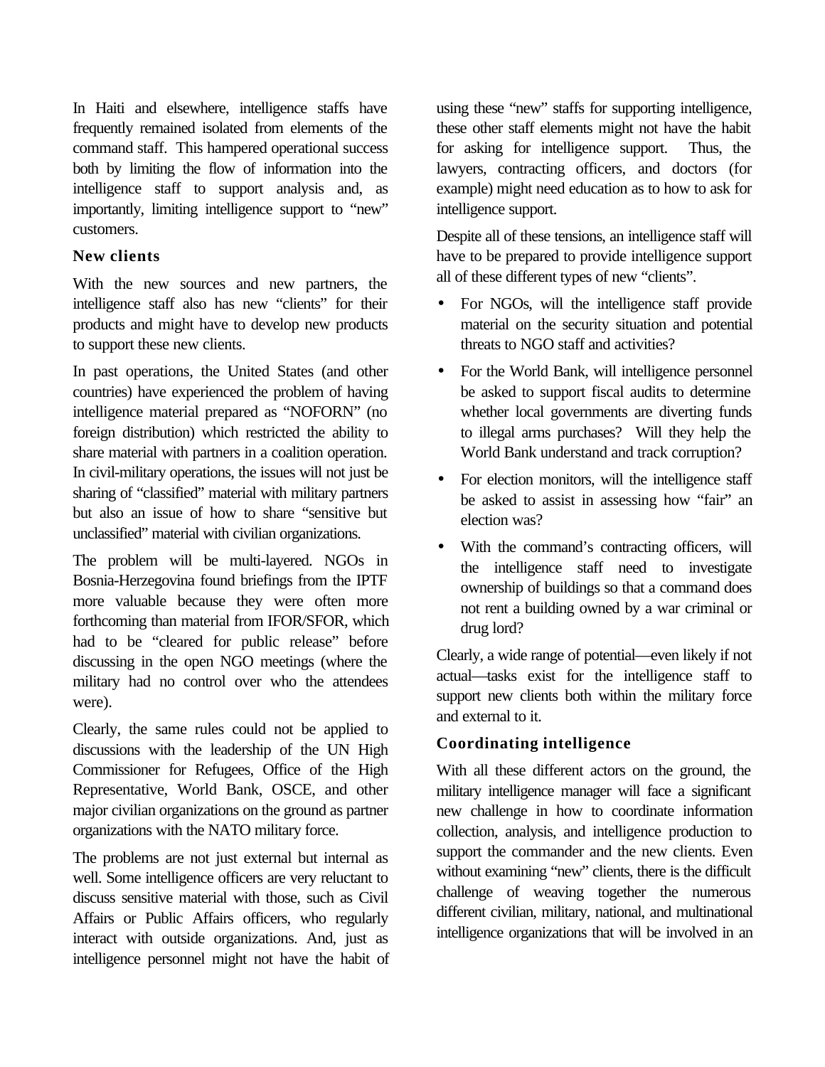In Haiti and elsewhere, intelligence staffs have frequently remained isolated from elements of the command staff. This hampered operational success both by limiting the flow of information into the intelligence staff to support analysis and, as importantly, limiting intelligence support to "new" customers.

### New clients

With the new sources and new partners, the intelligence staff also has new "clients" for their products and might have to develop new products to support these new clients.

In past operations, the United States (and other countries) have experienced the problem of having intelligence material prepared as "NOFORN" (no foreign distribution) which restricted the ability to share material with partners in a coalition operation. In civil-military operations, the issues will not just be sharing of "classified" material with military partners but also an issue of how to share "sensitive but unclassified" material with civilian organizations.

The problem will be multi-layered. NGOs in Bosnia-Herzegovina found briefings from the IPTF more valuable because they were often more forthcoming than material from IFOR/SFOR, which had to be "cleared for public release" before discussing in the open NGO meetings (where the military had no control over who the attendees were).

Clearly, the same rules could not be applied to discussions with the leadership of the UN High Commissioner for Refugees, Office of the High Representative, World Bank, OSCE, and other major civilian organizations on the ground as partner organizations with the NATO military force.

The problems are not just external but internal as well. Some intelligence officers are very reluctant to discuss sensitive material with those, such as Civil Affairs or Public Affairs officers, who regularly interact with outside organizations. And, just as intelligence personnel might not have the habit of using these "new" staffs for supporting intelligence, these other staff elements might not have the habit for asking for intelligence support. Thus, the lawyers, contracting officers, and doctors (for example) might need education as to how to ask for intelligence support.

Despite all of these tensions, an intelligence staff will have to be prepared to provide intelligence support all of these different types of new "clients".

- For NGOs, will the intelligence staff provide material on the security situation and potential threats to NGO staff and activities?
- For the World Bank, will intelligence personnel be asked to support fiscal audits to determine whether local governments are diverting funds to illegal arms purchases? Will they help the World Bank understand and track corruption?
- For election monitors, will the intelligence staff be asked to assist in assessing how "fair" an election was?
- With the command's contracting officers, will the intelligence staff need to investigate ownership of buildings so that a command does not rent a building owned by a war criminal or drug lord?

Clearly, a wide range of potential—even likely if not actual—tasks exist for the intelligence staff to support new clients both within the military force and external to it.

### Coordinating intelligence

With all these different actors on the ground, the military intelligence manager will face a significant new challenge in how to coordinate information collection, analysis, and intelligence production to support the commander and the new clients. Even without examining "new" clients, there is the difficult challenge of weaving together the numerous different civilian, military, national, and multinational intelligence organizations that will be involved in an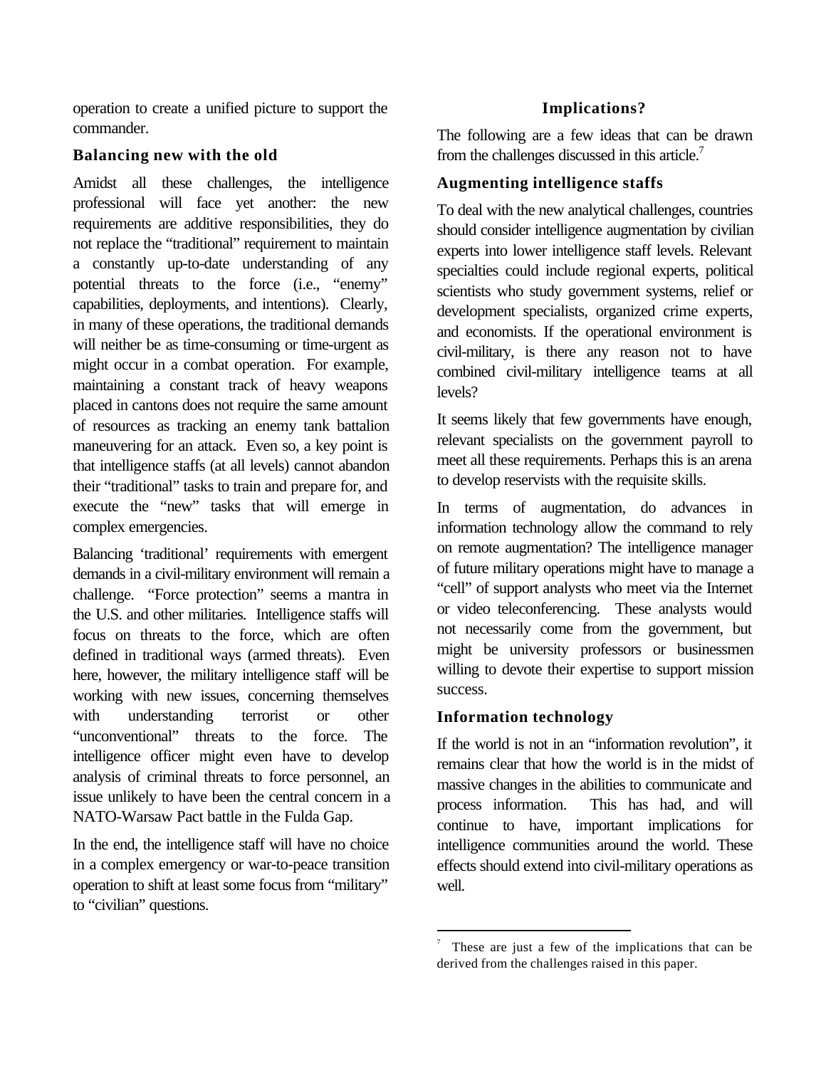operation to create a unified picture to support the commander.

### Balancing new with the old

Amidst all these challenges, the intelligence professional will face yet another: the new requirements are additive responsibilities, they do not replace the "traditional" requirement to maintain a constantly up-to-date understanding of any potential threats to the force (i.e., "enemy" capabilities, deployments, and intentions). Clearly, in many of these operations, the traditional demands will neither be as time-consuming or time-urgent as might occur in a combat operation. For example, maintaining a constant track of heavy weapons placed in cantons does not require the same amount of resources as tracking an enemy tank battalion maneuvering for an attack. Even so, a key point is that intelligence staffs (at all levels) cannot abandon their "traditional" tasks to train and prepare for, and execute the "new" tasks that will emerge in complex emergencies.

Balancing 'traditional' requirements with emergent demands in a civil-military environment will remain a challenge. "Force protection" seems a mantra in the U.S. and other militaries. Intelligence staffs will focus on threats to the force, which are often defined in traditional ways (armed threats). Even here, however, the military intelligence staff will be working with new issues, concerning themselves with understanding terrorist or other "unconventional" threats to the force. The intelligence officer might even have to develop analysis of criminal threats to force personnel, an issue unlikely to have been the central concern in a NATO-Warsaw Pact battle in the Fulda Gap.

In the end, the intelligence staff will have no choice in a complex emergency or war-to-peace transition operation to shift at least some focus from "military" to "civilian" questions.

## Implications?

The following are a few ideas that can be drawn from the challenges discussed in this article.[7]

### Augmenting intelligence staffs

To deal with the new analytical challenges, countries should consider intelligence augmentation by civilian experts into lower intelligence staff levels. Relevant specialties could include regional experts, political scientists who study government systems, relief or development specialists, organized crime experts, and economists. If the operational environment is civil-military, is there any reason not to have combined civil-military intelligence teams at all levels?

It seems likely that few governments have enough, relevant specialists on the government payroll to meet all these requirements. Perhaps this is an arena to develop reservists with the requisite skills.

In terms of augmentation, do advances in information technology allow the command to rely on remote augmentation? The intelligence manager of future military operations might have to manage a "cell" of support analysts who meet via the Internet or video teleconferencing. These analysts would not necessarily come from the government, but might be university professors or businessmen willing to devote their expertise to support mission success.

### Information technology

If the world is not in an "information revolution", it remains clear that how the world is in the midst of massive changes in the abilities to communicate and process information. This has had, and will continue to have, important implications for intelligence communities around the world. These effects should extend into civil-military operations as well.

---

[7] These are just a few of the implications that can be derived from the challenges raised in this paper.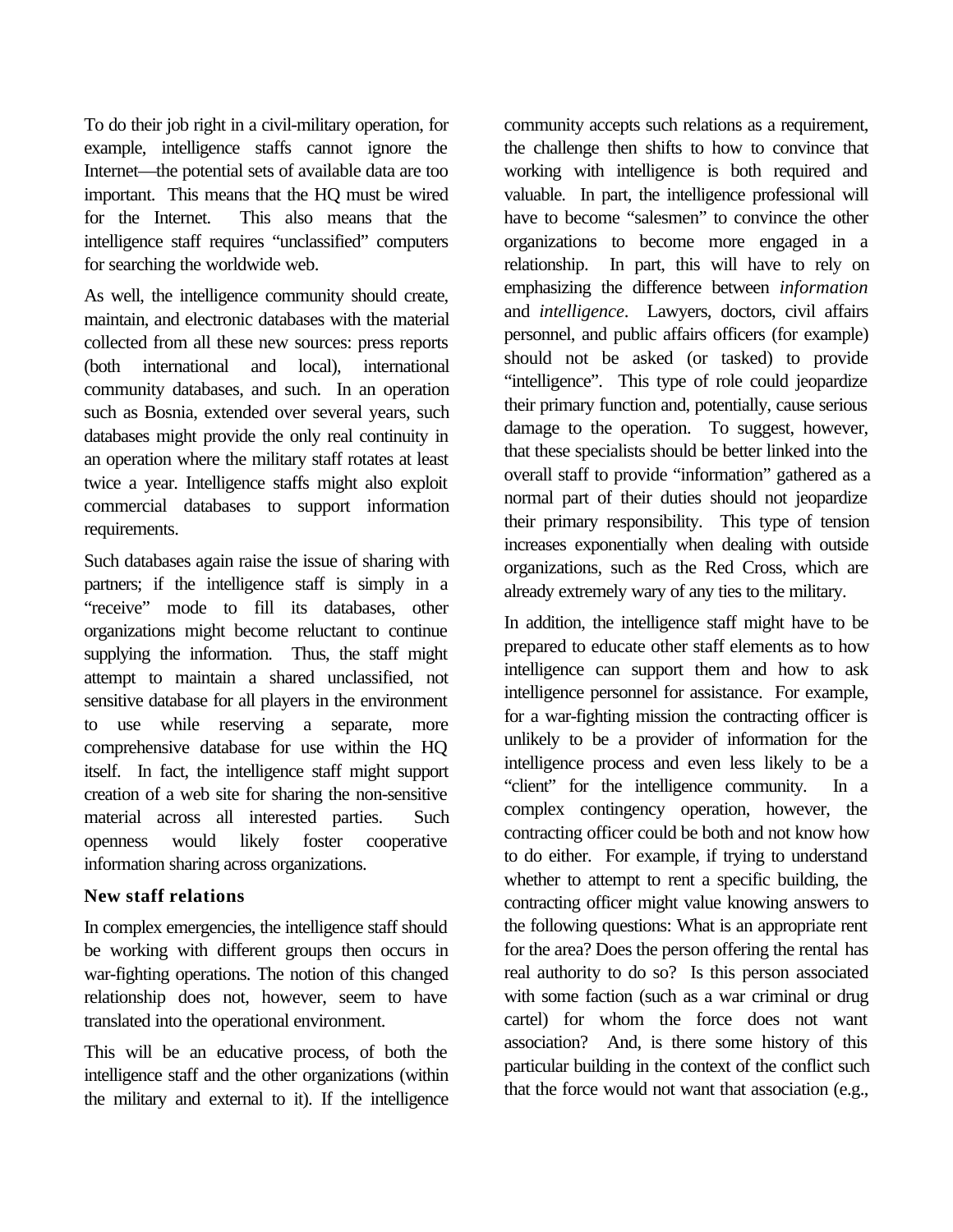To do their job right in a civil-military operation, for example, intelligence staffs cannot ignore the Internet—the potential sets of available data are too important. This means that the HQ must be wired for the Internet. This also means that the intelligence staff requires "unclassified" computers for searching the worldwide web.

As well, the intelligence community should create, maintain, and electronic databases with the material collected from all these new sources: press reports (both international and local), international community databases, and such. In an operation such as Bosnia, extended over several years, such databases might provide the only real continuity in an operation where the military staff rotates at least twice a year. Intelligence staffs might also exploit commercial databases to support information requirements.

Such databases again raise the issue of sharing with partners; if the intelligence staff is simply in a "receive" mode to fill its databases, other organizations might become reluctant to continue supplying the information. Thus, the staff might attempt to maintain a shared unclassified, not sensitive database for all players in the environment to use while reserving a separate, more comprehensive database for use within the HQ itself. In fact, the intelligence staff might support creation of a web site for sharing the non-sensitive material across all interested parties. Such openness would likely foster cooperative information sharing across organizations.

### New staff relations

In complex emergencies, the intelligence staff should be working with different groups then occurs in war-fighting operations. The notion of this changed relationship does not, however, seem to have translated into the operational environment.

This will be an educative process, of both the intelligence staff and the other organizations (within the military and external to it). If the intelligence community accepts such relations as a requirement, the challenge then shifts to how to convince that working with intelligence is both required and valuable. In part, the intelligence professional will have to become "salesmen" to convince the other organizations to become more engaged in a relationship. In part, this will have to rely on emphasizing the difference between *information* and *intelligence*. Lawyers, doctors, civil affairs personnel, and public affairs officers (for example) should not be asked (or tasked) to provide "intelligence". This type of role could jeopardize their primary function and, potentially, cause serious damage to the operation. To suggest, however, that these specialists should be better linked into the overall staff to provide "information" gathered as a normal part of their duties should not jeopardize their primary responsibility. This type of tension increases exponentially when dealing with outside organizations, such as the Red Cross, which are already extremely wary of any ties to the military.

In addition, the intelligence staff might have to be prepared to educate other staff elements as to how intelligence can support them and how to ask intelligence personnel for assistance. For example, for a war-fighting mission the contracting officer is unlikely to be a provider of information for the intelligence process and even less likely to be a "client" for the intelligence community. In a complex contingency operation, however, the contracting officer could be both and not know how to do either. For example, if trying to understand whether to attempt to rent a specific building, the contracting officer might value knowing answers to the following questions: What is an appropriate rent for the area? Does the person offering the rental has real authority to do so? Is this person associated with some faction (such as a war criminal or drug cartel) for whom the force does not want association? And, is there some history of this particular building in the context of the conflict such that the force would not want that association (e.g.,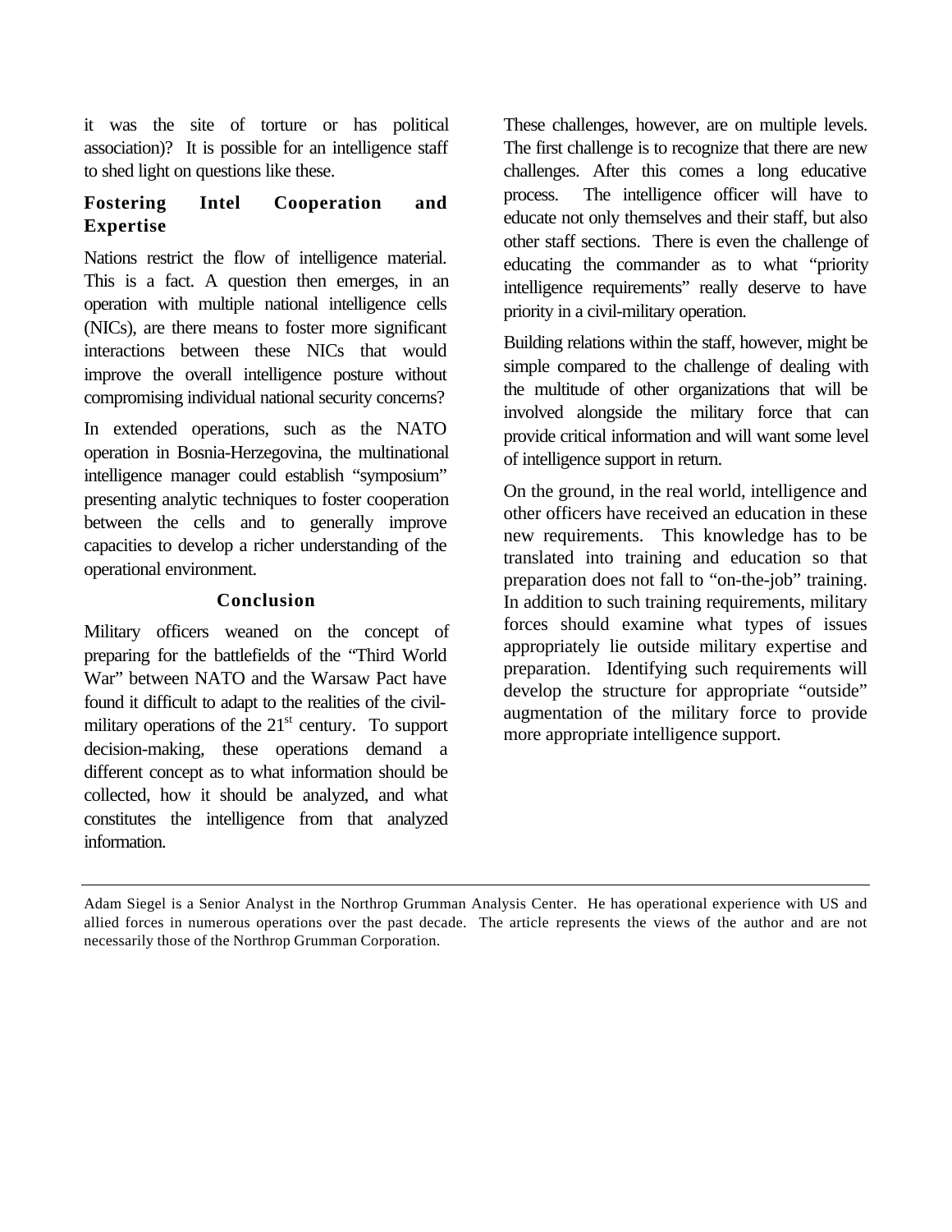it was the site of torture or has political association)? It is possible for an intelligence staff to shed light on questions like these.

## Fostering Intel Cooperation and Expertise

Nations restrict the flow of intelligence material. This is a fact. A question then emerges, in an operation with multiple national intelligence cells (NICs), are there means to foster more significant interactions between these NICs that would improve the overall intelligence posture without compromising individual national security concerns?

In extended operations, such as the NATO operation in Bosnia-Herzegovina, the multinational intelligence manager could establish "symposium" presenting analytic techniques to foster cooperation between the cells and to generally improve capacities to develop a richer understanding of the operational environment.

## Conclusion

Military officers weaned on the concept of preparing for the battlefields of the "Third World War" between NATO and the Warsaw Pact have found it difficult to adapt to the realities of the civil-military operations of the 21st century. To support decision-making, these operations demand a different concept as to what information should be collected, how it should be analyzed, and what constitutes the intelligence from that analyzed information.

These challenges, however, are on multiple levels. The first challenge is to recognize that there are new challenges. After this comes a long educative process. The intelligence officer will have to educate not only themselves and their staff, but also other staff sections. There is even the challenge of educating the commander as to what "priority intelligence requirements" really deserve to have priority in a civil-military operation.

Building relations within the staff, however, might be simple compared to the challenge of dealing with the multitude of other organizations that will be involved alongside the military force that can provide critical information and will want some level of intelligence support in return.

On the ground, in the real world, intelligence and other officers have received an education in these new requirements. This knowledge has to be translated into training and education so that preparation does not fall to "on-the-job" training. In addition to such training requirements, military forces should examine what types of issues appropriately lie outside military expertise and preparation. Identifying such requirements will develop the structure for appropriate "outside" augmentation of the military force to provide more appropriate intelligence support.

---

Adam Siegel is a Senior Analyst in the Northrop Grumman Analysis Center. He has operational experience with US and allied forces in numerous operations over the past decade. The article represents the views of the author and are not necessarily those of the Northrop Grumman Corporation.